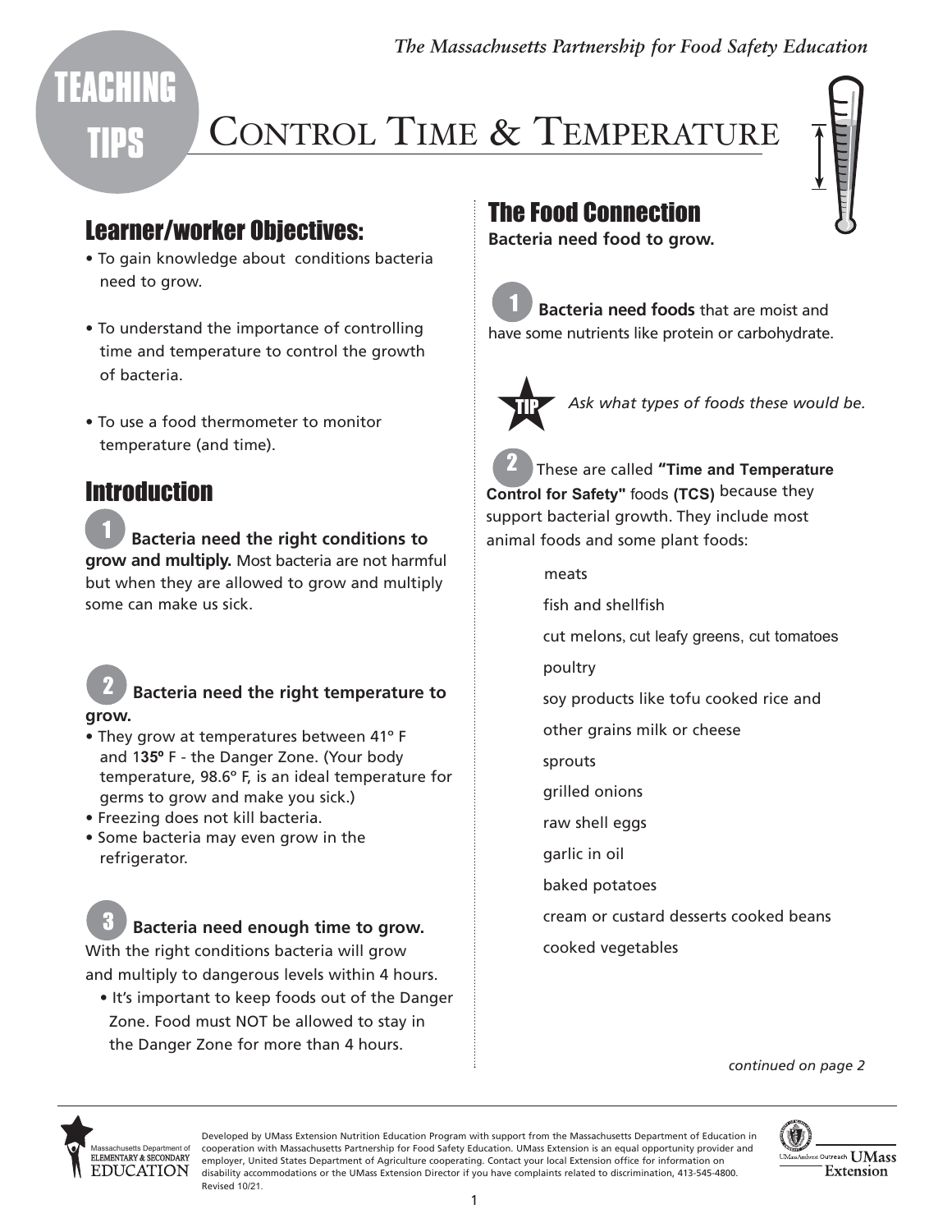*The Massachusetts Partnership for Food Safety Education*

TEACHING TIPS

# Control Time & Temperature

## Learner/worker Objectives:

- To gain knowledge about conditions bacteria need to grow.
- To understand the importance of controlling time and temperature to control the growth of bacteria.
- To use a food thermometer to monitor temperature (and time).

## Introduction

**1** **Bacteria need the right conditions to grow and multiply.** Most bacteria are not harmful but when they are allowed to grow and multiply some can make us sick.

**2** **Bacteria need the right temperature to grow.**

- They grow at temperatures between 41° F and 1**35º** F - the Danger Zone. (Your body temperature, 98.6° F, is an ideal temperature for germs to grow and make you sick.)
- Freezing does not kill bacteria.
- Some bacteria may even grow in the refrigerator.

**3** **Bacteria need enough time to grow.** With the right conditions bacteria will grow and multiply to dangerous levels within 4 hours.

- It's important to keep foods out of the Danger Zone. Food must NOT be allowed to stay in the Danger Zone for more than 4 hours.

## The Food Connection

**Bacteria need food to grow.**

**1** **Bacteria need foods** that are moist and have some nutrients like protein or carbohydrate.

**TIP** *Ask what types of foods these would be.*

**2** These are called **"Time and Temperature Control for Safety"** foods **(TCS)** because they support bacterial growth. They include most animal foods and some plant foods:

meats

fish and shellfish

cut melons, cut leafy greens, cut tomatoes

poultry

soy products like tofu cooked rice and

other grains milk or cheese

sprouts

grilled onions

raw shell eggs

garlic in oil

baked potatoes

cream or custard desserts cooked beans

cooked vegetables

*continued on page 2*

Massachusetts Department of ELEMENTARY & SECONDARY EDUCATION

Developed by UMass Extension Nutrition Education Program with support from the Massachusetts Department of Education in cooperation with Massachusetts Partnership for Food Safety Education. UMass Extension is an equal opportunity provider and employer, United States Department of Agriculture cooperating. Contact your local Extension office for information on disability accommodations or the UMass Extension Director if you have complaints related to discrimination, 413-545-4800. Revised 10/21.

UMassAmherst Outreach UMass Extension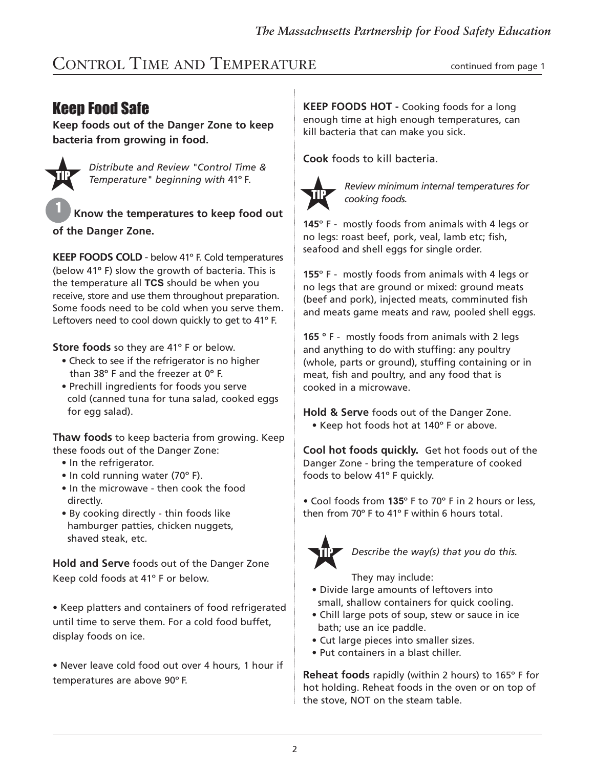## Control Time and Temperature

continued from page 1

# Keep Food Safe

**Keep foods out of the Danger Zone to keep bacteria from growing in food.**

**TIP** *Distribute and Review "Control Time & Temperature" beginning with* 41º F.

### 1 Know the temperatures to keep food out of the Danger Zone.

**KEEP FOODS COLD** - below 41º F. Cold temperatures (below 41º F) slow the growth of bacteria. This is the temperature all **TCS** should be when you receive, store and use them throughout preparation. Some foods need to be cold when you serve them. Leftovers need to cool down quickly to get to 41º F.

**Store foods** so they are 41º F or below.

- Check to see if the refrigerator is no higher than 38º F and the freezer at 0º F.
- Prechill ingredients for foods you serve cold (canned tuna for tuna salad, cooked eggs for egg salad).

**Thaw foods** to keep bacteria from growing. Keep these foods out of the Danger Zone:

- In the refrigerator.
- In cold running water (70º F).
- In the microwave - then cook the food directly.
- By cooking directly - thin foods like hamburger patties, chicken nuggets, shaved steak, etc.

**Hold and Serve** foods out of the Danger Zone
Keep cold foods at 41º F or below.

- Keep platters and containers of food refrigerated until time to serve them. For a cold food buffet, display foods on ice.

- Never leave cold food out over 4 hours, 1 hour if temperatures are above 90º F.

**KEEP FOODS HOT -** Cooking foods for a long enough time at high enough temperatures, can kill bacteria that can make you sick.

**Cook** foods to kill bacteria.

**TIP** *Review minimum internal temperatures for cooking foods.*

**145**º F - mostly foods from animals with 4 legs or no legs: roast beef, pork, veal, lamb etc; fish, seafood and shell eggs for single order.

**155**º F - mostly foods from animals with 4 legs or no legs that are ground or mixed: ground meats (beef and pork), injected meats, comminuted fish and meats game meats and raw, pooled shell eggs.

**165** º F - mostly foods from animals with 2 legs and anything to do with stuffing: any poultry (whole, parts or ground), stuffing containing or in meat, fish and poultry, and any food that is cooked in a microwave.

**Hold & Serve** foods out of the Danger Zone.

- Keep hot foods hot at 140º F or above.

**Cool hot foods quickly.** Get hot foods out of the Danger Zone - bring the temperature of cooked foods to below 41º F quickly.

- Cool foods from **135**º F to 70º F in 2 hours or less, then from 70º F to 41º F within 6 hours total.

**TIP** *Describe the way(s) that you do this.*

They may include:

- Divide large amounts of leftovers into small, shallow containers for quick cooling.
- Chill large pots of soup, stew or sauce in ice bath; use an ice paddle.
- Cut large pieces into smaller sizes.
- Put containers in a blast chiller.

**Reheat foods** rapidly (within 2 hours) to 165º F for hot holding. Reheat foods in the oven or on top of the stove, NOT on the steam table.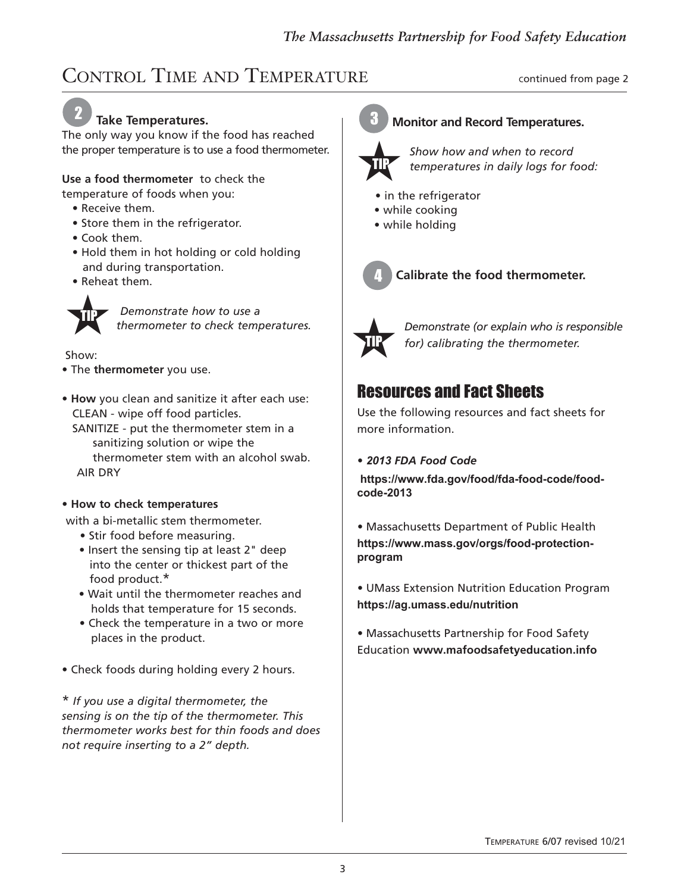# Control Time and Temperature

continued from page 2

## 2 Take Temperatures.

The only way you know if the food has reached the proper temperature is to use a food thermometer.

**Use a food thermometer** to check the temperature of foods when you:

- Receive them.
- Store them in the refrigerator.
- Cook them.
- Hold them in hot holding or cold holding and during transportation.
- Reheat them.

TIP *Demonstrate how to use a thermometer to check temperatures.*

Show:

- The **thermometer** you use.
- **How** you clean and sanitize it after each use:
  CLEAN - wipe off food particles.
  SANITIZE - put the thermometer stem in a sanitizing solution or wipe the thermometer stem with an alcohol swab.
  AIR DRY
- **How to check temperatures** with a bi-metallic stem thermometer.
  - Stir food before measuring.
  - Insert the sensing tip at least 2" deep into the center or thickest part of the food product.*
  - Wait until the thermometer reaches and holds that temperature for 15 seconds.
  - Check the temperature in a two or more places in the product.
- Check foods during holding every 2 hours.

* *If you use a digital thermometer, the sensing is on the tip of the thermometer. This thermometer works best for thin foods and does not require inserting to a 2" depth.*

## 3 Monitor and Record Temperatures.

TIP *Show how and when to record temperatures in daily logs for food:*

- in the refrigerator
- while cooking
- while holding

## 4 Calibrate the food thermometer.

TIP *Demonstrate (or explain who is responsible for) calibrating the thermometer.*

## Resources and Fact Sheets

Use the following resources and fact sheets for more information.

- ***2013 FDA Food Code***
  **https://www.fda.gov/food/fda-food-code/food-code-2013**
- Massachusetts Department of Public Health
  **https://www.mass.gov/orgs/food-protection-program**
- UMass Extension Nutrition Education Program
  **https://ag.umass.edu/nutrition**
- Massachusetts Partnership for Food Safety Education **www.mafoodsafetyeducation.info**

Temperature 6/07 revised 10/21